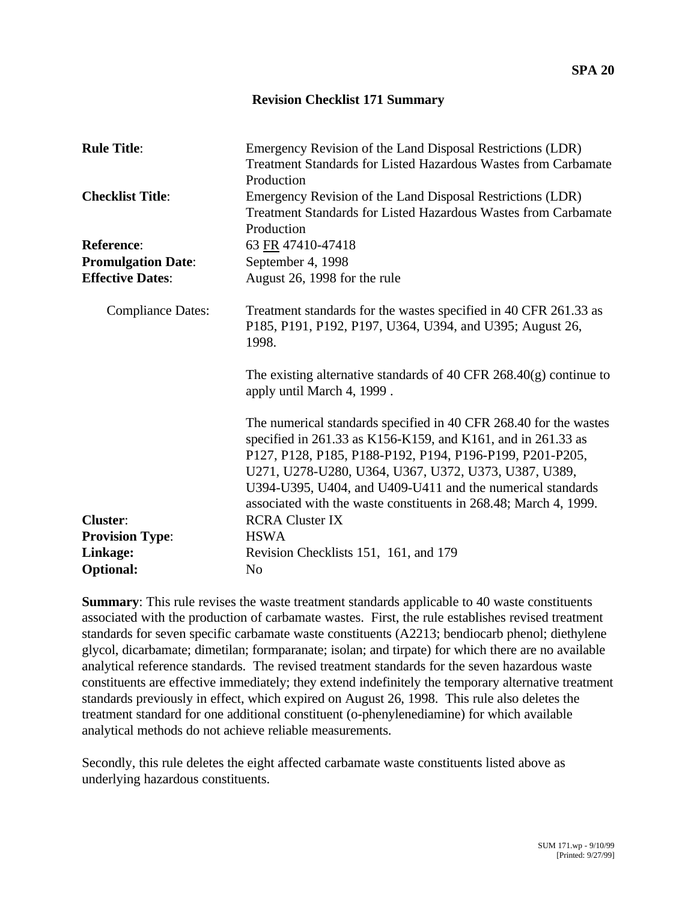SPA 20

# Revision Checklist 171 Summary

| | |
|---|---|
| **Rule Title**: | Emergency Revision of the Land Disposal Restrictions (LDR) Treatment Standards for Listed Hazardous Wastes from Carbamate Production |
| **Checklist Title**: | Emergency Revision of the Land Disposal Restrictions (LDR) Treatment Standards for Listed Hazardous Wastes from Carbamate Production |
| **Reference**: | 63 FR 47410-47418 |
| **Promulgation Date**: | September 4, 1998 |
| **Effective Dates**: | August 26, 1998 for the rule |
| Compliance Dates: | Treatment standards for the wastes specified in 40 CFR 261.33 as P185, P191, P192, P197, U364, U394, and U395; August 26, 1998.<br><br>The existing alternative standards of 40 CFR 268.40(g) continue to apply until March 4, 1999 .<br><br>The numerical standards specified in 40 CFR 268.40 for the wastes specified in 261.33 as K156-K159, and K161, and in 261.33 as P127, P128, P185, P188-P192, P194, P196-P199, P201-P205, U271, U278-U280, U364, U367, U372, U373, U387, U389, U394-U395, U404, and U409-U411 and the numerical standards associated with the waste constituents in 268.48; March 4, 1999. |
| **Cluster**: | RCRA Cluster IX |
| **Provision Type**: | HSWA |
| **Linkage:** | Revision Checklists 151, 161, and 179 |
| **Optional:** | No |

**Summary**: This rule revises the waste treatment standards applicable to 40 waste constituents associated with the production of carbamate wastes. First, the rule establishes revised treatment standards for seven specific carbamate waste constituents (A2213; bendiocarb phenol; diethylene glycol, dicarbamate; dimetilan; formparanate; isolan; and tirpate) for which there are no available analytical reference standards. The revised treatment standards for the seven hazardous waste constituents are effective immediately; they extend indefinitely the temporary alternative treatment standards previously in effect, which expired on August 26, 1998. This rule also deletes the treatment standard for one additional constituent (o-phenylenediamine) for which available analytical methods do not achieve reliable measurements.

Secondly, this rule deletes the eight affected carbamate waste constituents listed above as underlying hazardous constituents.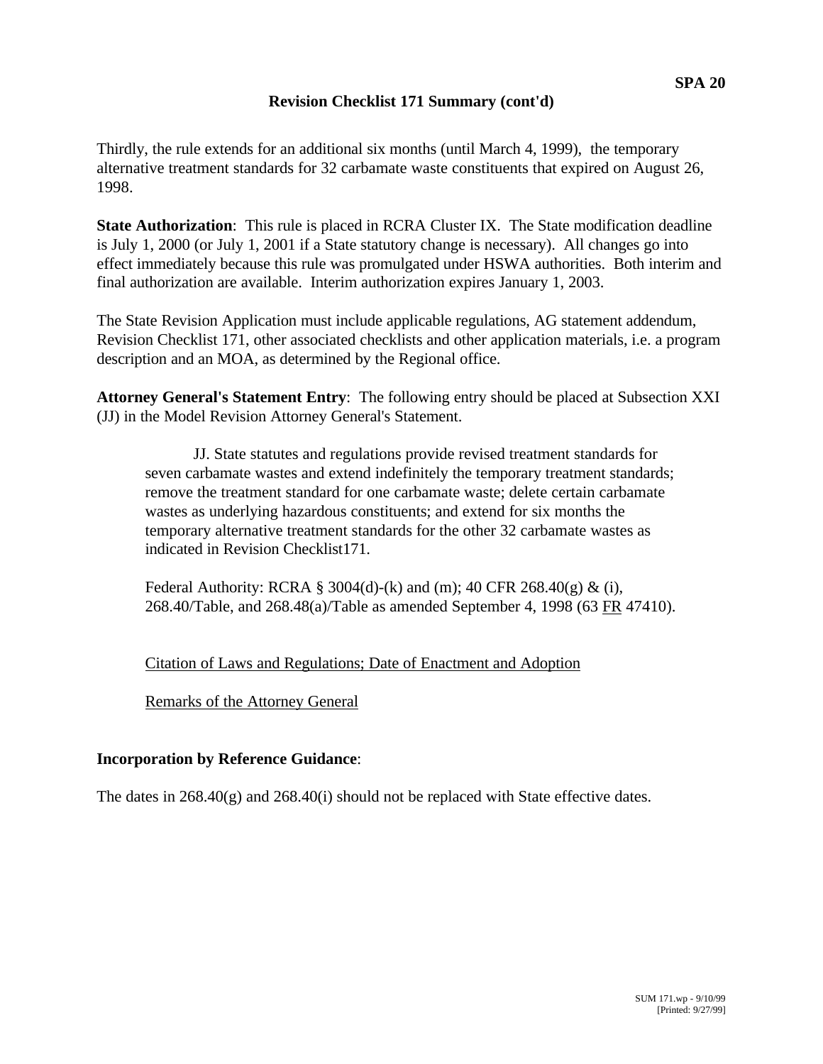## Revision Checklist 171 Summary (cont'd)

Thirdly, the rule extends for an additional six months (until March 4, 1999), the temporary alternative treatment standards for 32 carbamate waste constituents that expired on August 26, 1998.

**State Authorization**: This rule is placed in RCRA Cluster IX. The State modification deadline is July 1, 2000 (or July 1, 2001 if a State statutory change is necessary). All changes go into effect immediately because this rule was promulgated under HSWA authorities. Both interim and final authorization are available. Interim authorization expires January 1, 2003.

The State Revision Application must include applicable regulations, AG statement addendum, Revision Checklist 171, other associated checklists and other application materials, i.e. a program description and an MOA, as determined by the Regional office.

**Attorney General's Statement Entry**: The following entry should be placed at Subsection XXI (JJ) in the Model Revision Attorney General's Statement.

> JJ. State statutes and regulations provide revised treatment standards for seven carbamate wastes and extend indefinitely the temporary treatment standards; remove the treatment standard for one carbamate waste; delete certain carbamate wastes as underlying hazardous constituents; and extend for six months the temporary alternative treatment standards for the other 32 carbamate wastes as indicated in Revision Checklist171.
>
> Federal Authority: RCRA § 3004(d)-(k) and (m); 40 CFR 268.40(g) & (i), 268.40/Table, and 268.48(a)/Table as amended September 4, 1998 (63 FR 47410).
>
> Citation of Laws and Regulations; Date of Enactment and Adoption
>
> Remarks of the Attorney General

**Incorporation by Reference Guidance**:

The dates in 268.40(g) and 268.40(i) should not be replaced with State effective dates.